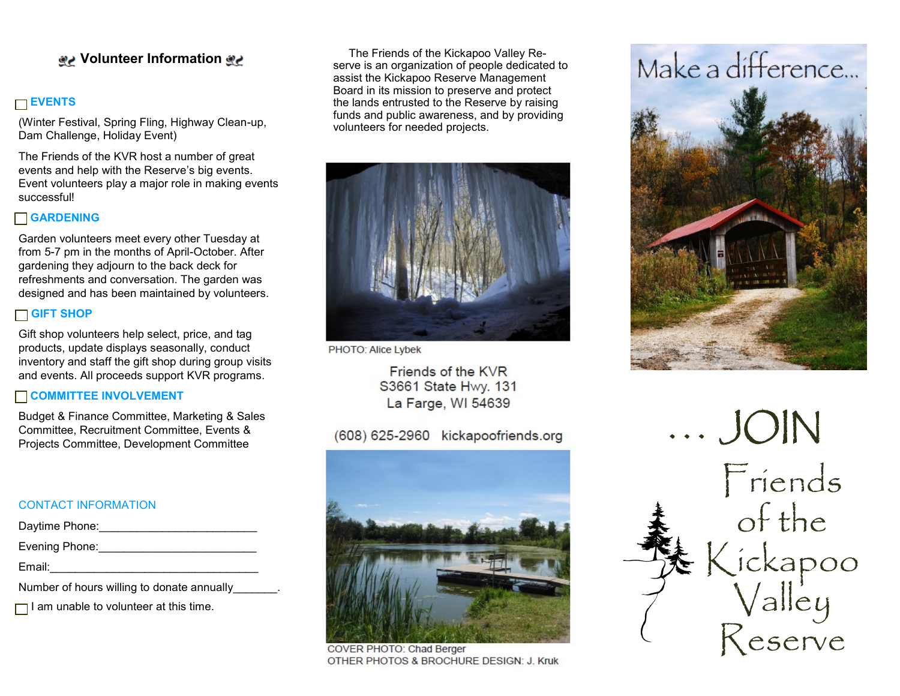## Volunteer Information

☐ **EVENTS**

(Winter Festival, Spring Fling, Highway Clean-up, Dam Challenge, Holiday Event)

The Friends of the KVR host a number of great events and help with the Reserve's big events. Event volunteers play a major role in making events successful!

☐ **GARDENING**

Garden volunteers meet every other Tuesday at from 5-7 pm in the months of April-October. After gardening they adjourn to the back deck for refreshments and conversation. The garden was designed and has been maintained by volunteers.

☐ **GIFT SHOP**

Gift shop volunteers help select, price, and tag products, update displays seasonally, conduct inventory and staff the gift shop during group visits and events. All proceeds support KVR programs.

☐ **COMMITTEE INVOLVEMENT**

Budget & Finance Committee, Marketing & Sales Committee, Recruitment Committee, Events & Projects Committee, Development Committee

CONTACT INFORMATION

Daytime Phone:_________________________

Evening Phone:_________________________

Email:_________________________________

Number of hours willing to donate annually_______.

☐ I am unable to volunteer at this time.

The Friends of the Kickapoo Valley Reserve is an organization of people dedicated to assist the Kickapoo Reserve Management Board in its mission to preserve and protect the lands entrusted to the Reserve by raising funds and public awareness, and by providing volunteers for needed projects.

PHOTO: Alice Lybek

Friends of the KVR
S3661 State Hwy. 131
La Farge, WI 54639

(608) 625-2960 kickapoofriends.org

COVER PHOTO: Chad Berger
OTHER PHOTOS & BROCHURE DESIGN: J. Kruk

Make a difference...

... JOIN

# Friends of the Kickapoo Valley Reserve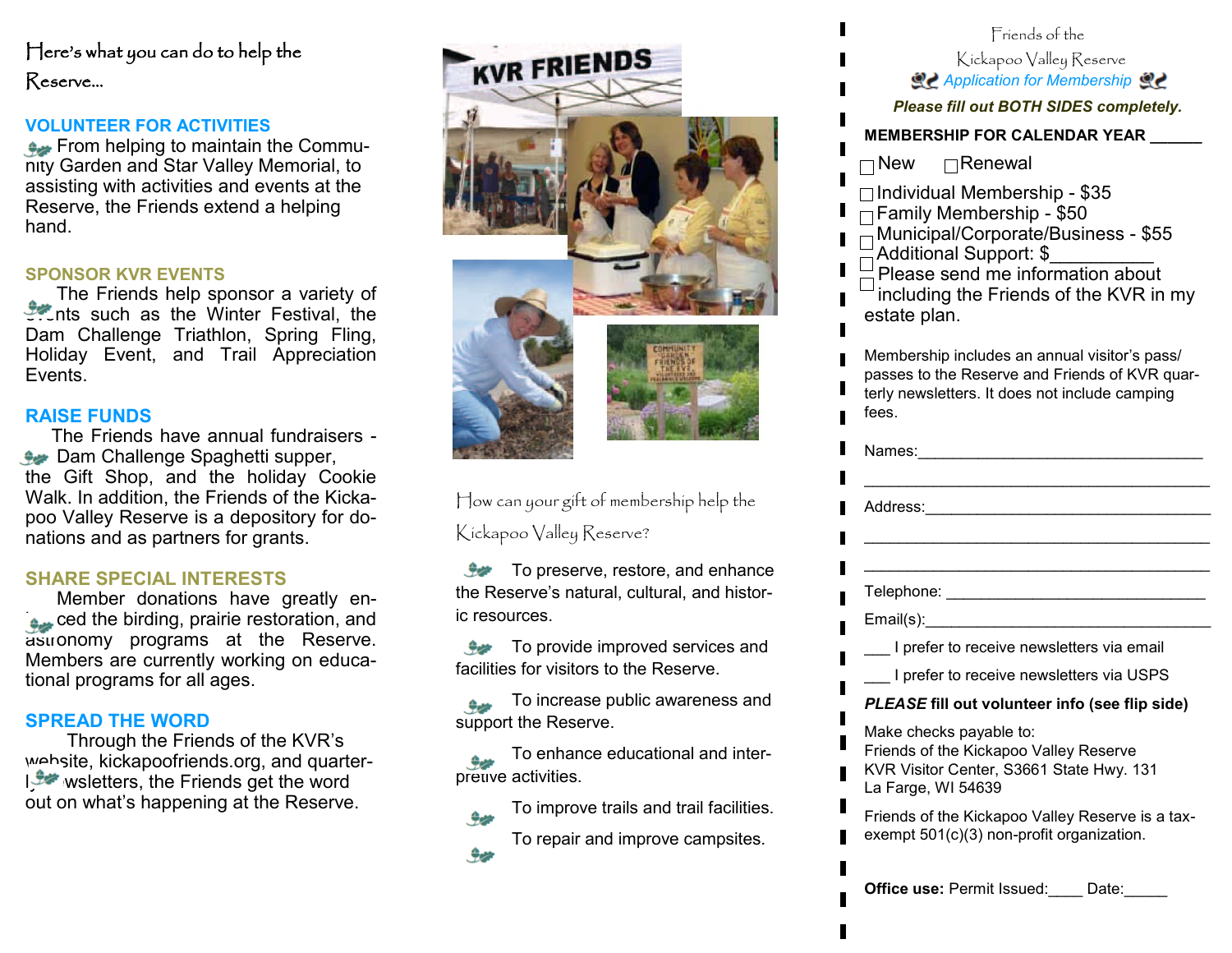Here's what you can do to help the Reserve...

### VOLUNTEER FOR ACTIVITIES

From helping to maintain the Community Garden and Star Valley Memorial, to assisting with activities and events at the Reserve, the Friends extend a helping hand.

### SPONSOR KVR EVENTS

The Friends help sponsor a variety of events such as the Winter Festival, the Dam Challenge Triathlon, Spring Fling, Holiday Event, and Trail Appreciation Events.

### RAISE FUNDS

The Friends have annual fundraisers - Dam Challenge Spaghetti supper, the Gift Shop, and the holiday Cookie Walk. In addition, the Friends of the Kickapoo Valley Reserve is a depository for donations and as partners for grants.

### SHARE SPECIAL INTERESTS

Member donations have greatly enhanced the birding, prairie restoration, and astronomy programs at the Reserve. Members are currently working on educational programs for all ages.

### SPREAD THE WORD

Through the Friends of the KVR's website, kickapoofriends.org, and quarterly newsletters, the Friends get the word out on what's happening at the Reserve.

How can your gift of membership help the Kickapoo Valley Reserve?

- To preserve, restore, and enhance the Reserve's natural, cultural, and historic resources.
- To provide improved services and facilities for visitors to the Reserve.
- To increase public awareness and support the Reserve.
- To enhance educational and interpretive activities.
- To improve trails and trail facilities.
- To repair and improve campsites.

Friends of the Kickapoo Valley Reserve

## Application for Membership

***Please fill out BOTH SIDES completely.***

**MEMBERSHIP FOR CALENDAR YEAR ______**

☐ New ☐ Renewal

☐ Individual Membership - $35
☐ Family Membership - $50
☐ Municipal/Corporate/Business - $55
☐ Additional Support: $__________
☐ Please send me information about including the Friends of the KVR in my estate plan.

Membership includes an annual visitor's pass/passes to the Reserve and Friends of KVR quarterly newsletters. It does not include camping fees.

Names:________________________________

______________________________________

Address:_______________________________

______________________________________

______________________________________

Telephone: _____________________________

Email(s):_______________________________

___ I prefer to receive newsletters via email

___ I prefer to receive newsletters via USPS

***PLEASE* fill out volunteer info (see flip side)**

Make checks payable to:
Friends of the Kickapoo Valley Reserve
KVR Visitor Center, S3661 State Hwy. 131
La Farge, WI 54639

Friends of the Kickapoo Valley Reserve is a tax-exempt 501(c)(3) non-profit organization.

**Office use:** Permit Issued:____ Date:_____